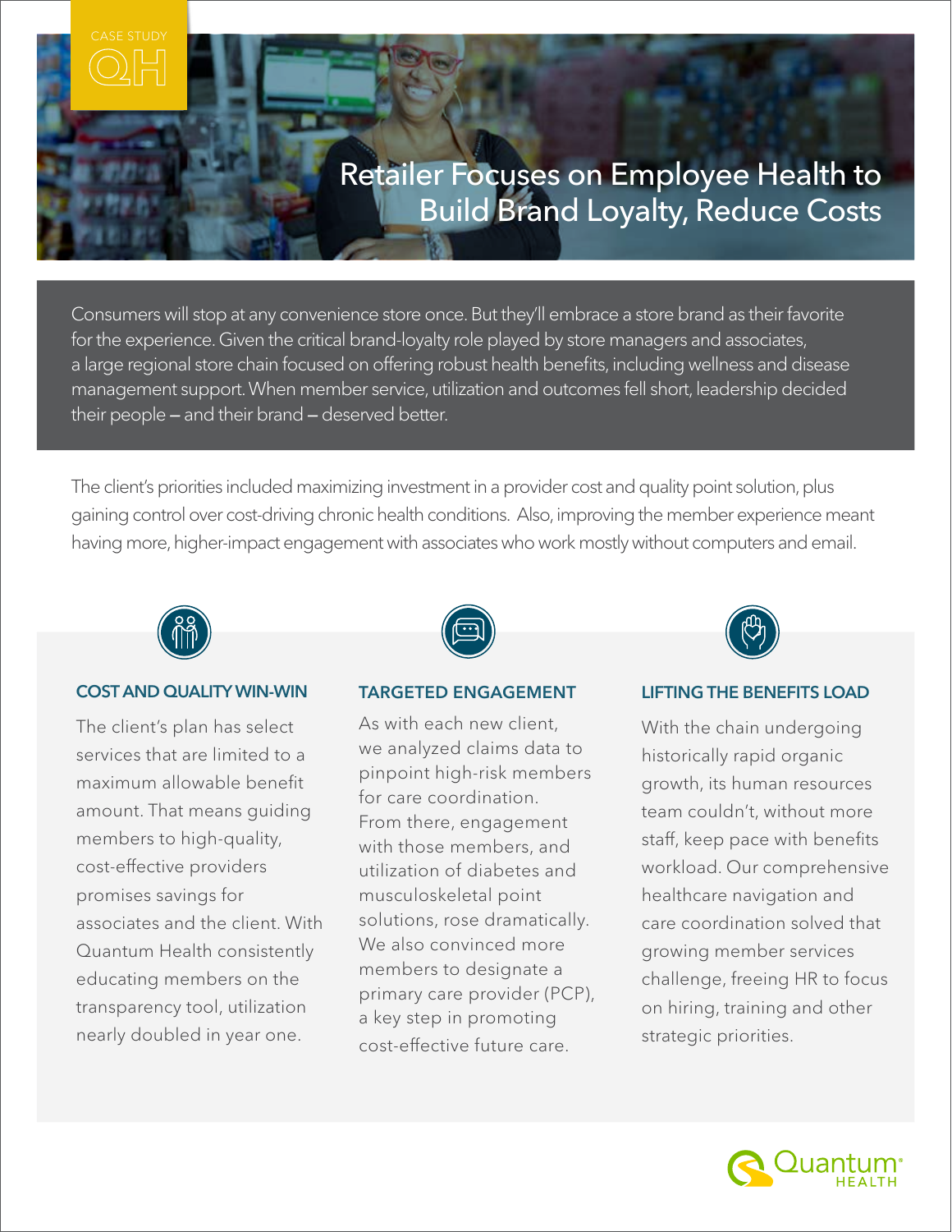CASE STUDY

# Retailer Focuses on Employee Health to Build Brand Loyalty, Reduce Costs

Consumers will stop at any convenience store once. But they'll embrace a store brand as their favorite for the experience. Given the critical brand-loyalty role played by store managers and associates, a large regional store chain focused on offering robust health benefits, including wellness and disease management support. When member service, utilization and outcomes fell short, leadership decided their people – and their brand – deserved better.

The client's priorities included maximizing investment in a provider cost and quality point solution, plus gaining control over cost-driving chronic health conditions. Also, improving the member experience meant having more, higher-impact engagement with associates who work mostly without computers and email.

## COST AND QUALITY WIN-WIN

The client's plan has select services that are limited to a maximum allowable benefit amount. That means guiding members to high-quality, cost-effective providers promises savings for associates and the client. With Quantum Health consistently educating members on the transparency tool, utilization nearly doubled in year one.

## TARGETED ENGAGEMENT

As with each new client, we analyzed claims data to pinpoint high-risk members for care coordination. From there, engagement with those members, and utilization of diabetes and musculoskeletal point solutions, rose dramatically. We also convinced more members to designate a primary care provider (PCP), a key step in promoting cost-effective future care.

## LIFTING THE BENEFITS LOAD

With the chain undergoing historically rapid organic growth, its human resources team couldn't, without more staff, keep pace with benefits workload. Our comprehensive healthcare navigation and care coordination solved that growing member services challenge, freeing HR to focus on hiring, training and other strategic priorities.

Quantum® HEALTH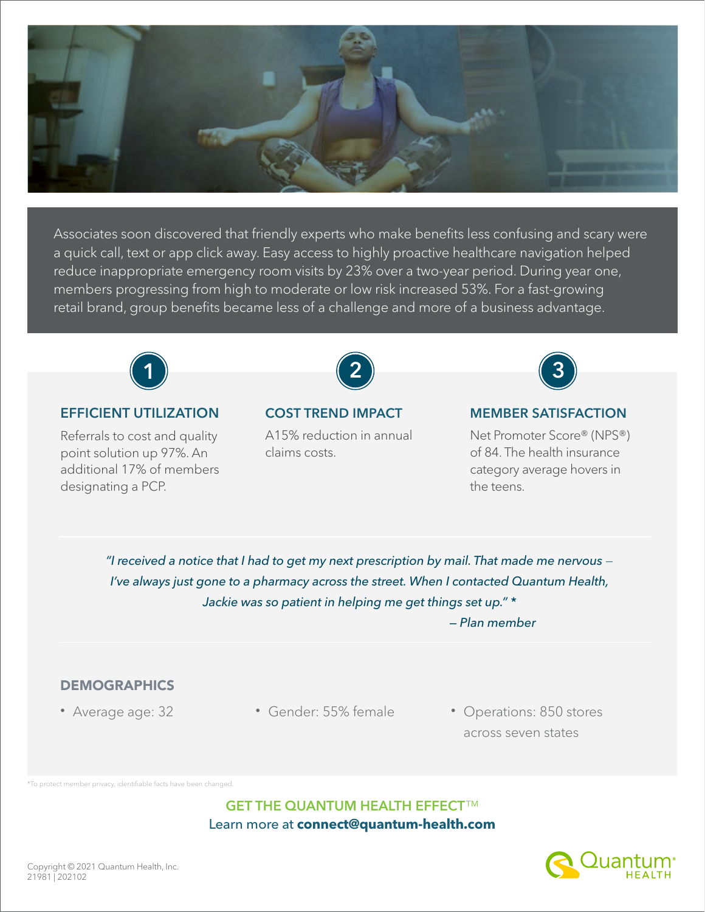Associates soon discovered that friendly experts who make benefits less confusing and scary were a quick call, text or app click away. Easy access to highly proactive healthcare navigation helped reduce inappropriate emergency room visits by 23% over a two-year period. During year one, members progressing from high to moderate or low risk increased 53%. For a fast-growing retail brand, group benefits became less of a challenge and more of a business advantage.

1

### EFFICIENT UTILIZATION

Referrals to cost and quality point solution up 97%. An additional 17% of members designating a PCP.

2

### COST TREND IMPACT

A15% reduction in annual claims costs.

3

### MEMBER SATISFACTION

Net Promoter Score® (NPS®) of 84. The health insurance category average hovers in the teens.

*"I received a notice that I had to get my next prescription by mail. That made me nervous – I've always just gone to a pharmacy across the street. When I contacted Quantum Health, Jackie was so patient in helping me get things set up."* *

*– Plan member*

### DEMOGRAPHICS

- Average age: 32
- Gender: 55% female
- Operations: 850 stores across seven states

*To protect member privacy, identifiable facts have been changed.

**GET THE QUANTUM HEALTH EFFECT™**

Learn more at **connect@quantum-health.com**

Copyright © 2021 Quantum Health, Inc.
21981 | 202102

Quantum® HEALTH